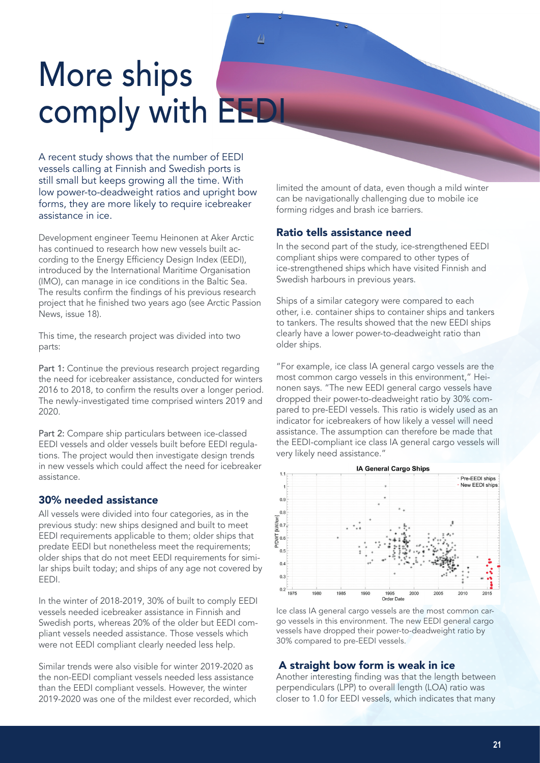# More ships comply with EEDI

A recent study shows that the number of EEDI vessels calling at Finnish and Swedish ports is still small but keeps growing all the time. With low power-to-deadweight ratios and upright bow forms, they are more likely to require icebreaker assistance in ice.

Development engineer Teemu Heinonen at Aker Arctic has continued to research how new vessels built according to the Energy Efficiency Design Index (EEDI), introduced by the International Maritime Organisation (IMO), can manage in ice conditions in the Baltic Sea. The results confirm the findings of his previous research project that he finished two years ago (see Arctic Passion News, issue 18).

This time, the research project was divided into two parts:

**Part 1:** Continue the previous research project regarding the need for icebreaker assistance, conducted for winters 2016 to 2018, to confirm the results over a longer period. The newly-investigated time comprised winters 2019 and 2020.

**Part 2:** Compare ship particulars between ice-classed EEDI vessels and older vessels built before EEDI regulations. The project would then investigate design trends in new vessels which could affect the need for icebreaker assistance.

## 30% needed assistance

All vessels were divided into four categories, as in the previous study: new ships designed and built to meet EEDI requirements applicable to them; older ships that predate EEDI but nonetheless meet the requirements; older ships that do not meet EEDI requirements for similar ships built today; and ships of any age not covered by EEDI.

In the winter of 2018-2019, 30% of built to comply EEDI vessels needed icebreaker assistance in Finnish and Swedish ports, whereas 20% of the older but EEDI compliant vessels needed assistance. Those vessels which were not EEDI compliant clearly needed less help.

Similar trends were also visible for winter 2019-2020 as the non-EEDI compliant vessels needed less assistance than the EEDI compliant vessels. However, the winter 2019-2020 was one of the mildest ever recorded, which limited the amount of data, even though a mild winter can be navigationally challenging due to mobile ice forming ridges and brash ice barriers.

## Ratio tells assistance need

In the second part of the study, ice-strengthened EEDI compliant ships were compared to other types of ice-strengthened ships which have visited Finnish and Swedish harbours in previous years.

Ships of a similar category were compared to each other, i.e. container ships to container ships and tankers to tankers. The results showed that the new EEDI ships clearly have a lower power-to-deadweight ratio than older ships.

"For example, ice class IA general cargo vessels are the most common cargo vessels in this environment," Heinonen says. "The new EEDI general cargo vessels have dropped their power-to-deadweight ratio by 30% compared to pre-EEDI vessels. This ratio is widely used as an indicator for icebreakers of how likely a vessel will need assistance. The assumption can therefore be made that the EEDI-compliant ice class IA general cargo vessels will very likely need assistance."

Ice class IA general cargo vessels are the most common cargo vessels in this environment. The new EEDI general cargo vessels have dropped their power-to-deadweight ratio by 30% compared to pre-EEDI vessels.

## A straight bow form is weak in ice

Another interesting finding was that the length between perpendiculars (LPP) to overall length (LOA) ratio was closer to 1.0 for EEDI vessels, which indicates that many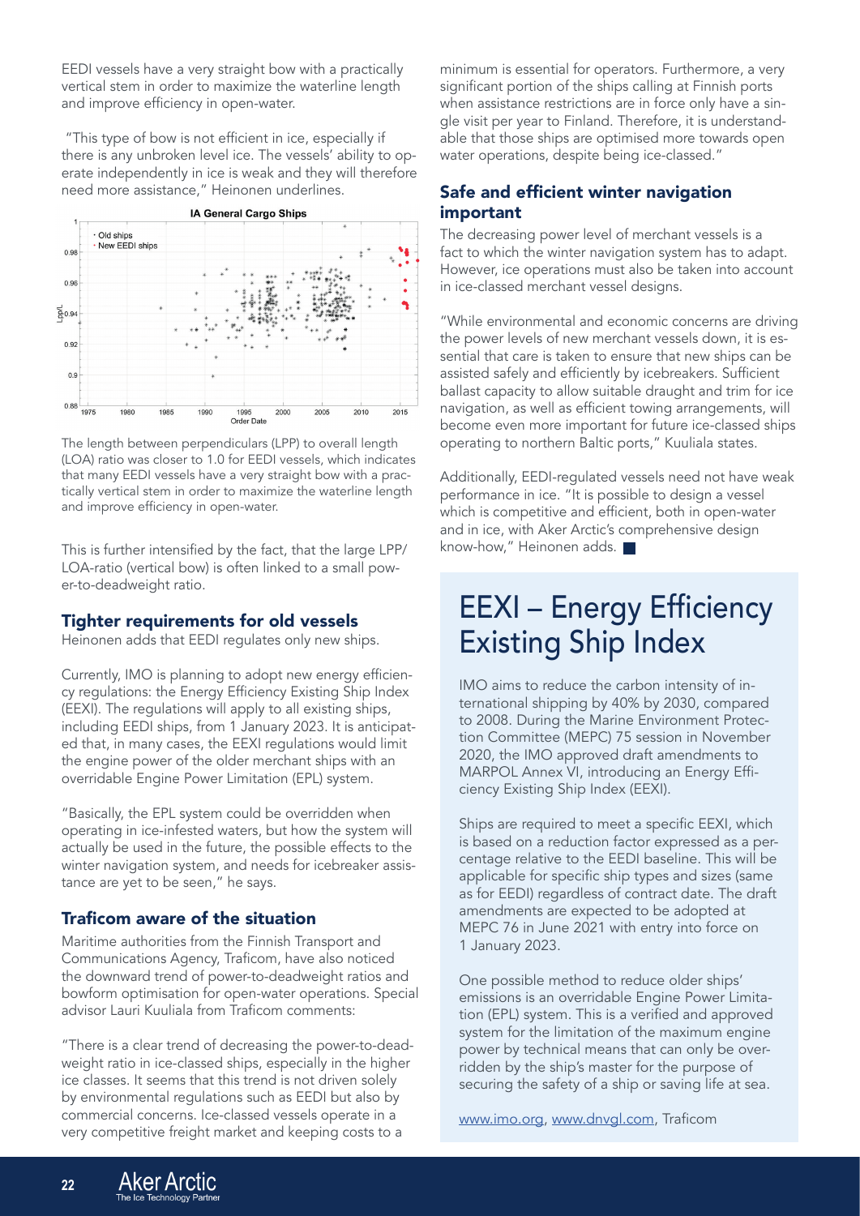EEDI vessels have a very straight bow with a practically vertical stem in order to maximize the waterline length and improve efficiency in open-water.

"This type of bow is not efficient in ice, especially if there is any unbroken level ice. The vessels' ability to operate independently in ice is weak and they will therefore need more assistance," Heinonen underlines.

IA General Cargo Ships

Old ships
New EEDI ships

Lpp/L

0.88
0.9
0.92
0.94
0.96
0.98
1

1975 1980 1985 1990 1995 2000 2005 2010 2015

Order Date

The length between perpendiculars (LPP) to overall length (LOA) ratio was closer to 1.0 for EEDI vessels, which indicates that many EEDI vessels have a very straight bow with a practically vertical stem in order to maximize the waterline length and improve efficiency in open-water.

This is further intensified by the fact, that the large LPP/LOA-ratio (vertical bow) is often linked to a small power-to-deadweight ratio.

## Tighter requirements for old vessels

Heinonen adds that EEDI regulates only new ships.

Currently, IMO is planning to adopt new energy efficiency regulations: the Energy Efficiency Existing Ship Index (EEXI). The regulations will apply to all existing ships, including EEDI ships, from 1 January 2023. It is anticipated that, in many cases, the EEXI regulations would limit the engine power of the older merchant ships with an overridable Engine Power Limitation (EPL) system.

"Basically, the EPL system could be overridden when operating in ice-infested waters, but how the system will actually be used in the future, the possible effects to the winter navigation system, and needs for icebreaker assistance are yet to be seen," he says.

## Traficom aware of the situation

Maritime authorities from the Finnish Transport and Communications Agency, Traficom, have also noticed the downward trend of power-to-deadweight ratios and bowform optimisation for open-water operations. Special advisor Lauri Kuuliala from Traficom comments:

"There is a clear trend of decreasing the power-to-deadweight ratio in ice-classed ships, especially in the higher ice classes. It seems that this trend is not driven solely by environmental regulations such as EEDI but also by commercial concerns. Ice-classed vessels operate in a very competitive freight market and keeping costs to a minimum is essential for operators. Furthermore, a very significant portion of the ships calling at Finnish ports when assistance restrictions are in force only have a single visit per year to Finland. Therefore, it is understandable that those ships are optimised more towards open water operations, despite being ice-classed."

## Safe and efficient winter navigation important

The decreasing power level of merchant vessels is a fact to which the winter navigation system has to adapt. However, ice operations must also be taken into account in ice-classed merchant vessel designs.

"While environmental and economic concerns are driving the power levels of new merchant vessels down, it is essential that care is taken to ensure that new ships can be assisted safely and efficiently by icebreakers. Sufficient ballast capacity to allow suitable draught and trim for ice navigation, as well as efficient towing arrangements, will become even more important for future ice-classed ships operating to northern Baltic ports," Kuuliala states.

Additionally, EEDI-regulated vessels need not have weak performance in ice. "It is possible to design a vessel which is competitive and efficient, both in open-water and in ice, with Aker Arctic's comprehensive design know-how," Heinonen adds.

# EEXI – Energy Efficiency Existing Ship Index

IMO aims to reduce the carbon intensity of international shipping by 40% by 2030, compared to 2008. During the Marine Environment Protection Committee (MEPC) 75 session in November 2020, the IMO approved draft amendments to MARPOL Annex VI, introducing an Energy Efficiency Existing Ship Index (EEXI).

Ships are required to meet a specific EEXI, which is based on a reduction factor expressed as a percentage relative to the EEDI baseline. This will be applicable for specific ship types and sizes (same as for EEDI) regardless of contract date. The draft amendments are expected to be adopted at MEPC 76 in June 2021 with entry into force on 1 January 2023.

One possible method to reduce older ships' emissions is an overridable Engine Power Limitation (EPL) system. This is a verified and approved system for the limitation of the maximum engine power by technical means that can only be overridden by the ship's master for the purpose of securing the safety of a ship or saving life at sea.

www.imo.org, www.dnvgl.com, Traficom